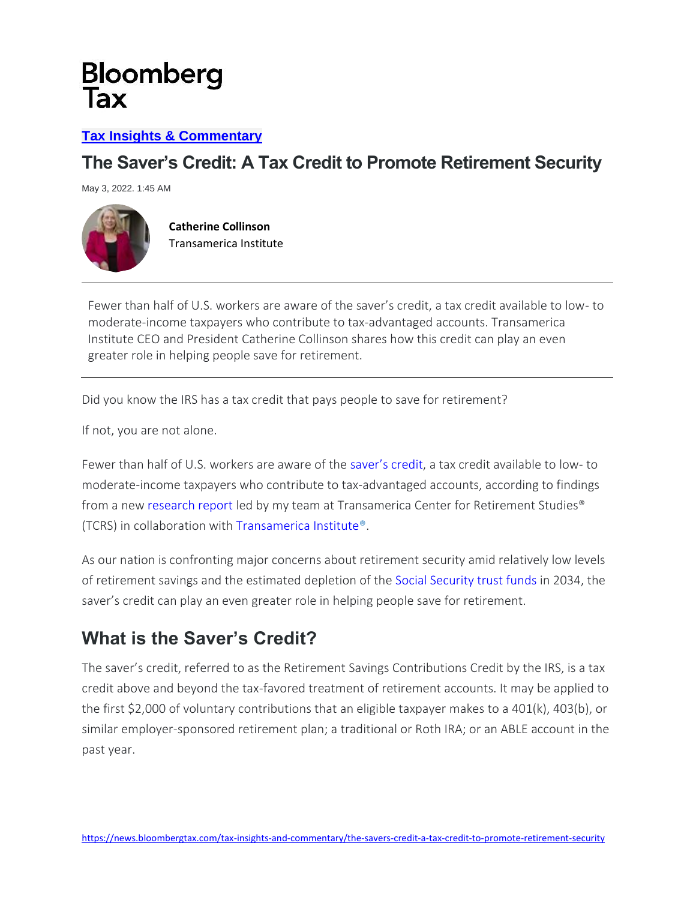Bloomberg Tax

**Tax Insights & Commentary**

# The Saver's Credit: A Tax Credit to Promote Retirement Security

May 3, 2022. 1:45 AM

**Catherine Collinson**
Transamerica Institute

Fewer than half of U.S. workers are aware of the saver's credit, a tax credit available to low- to moderate-income taxpayers who contribute to tax-advantaged accounts. Transamerica Institute CEO and President Catherine Collinson shares how this credit can play an even greater role in helping people save for retirement.

---

Did you know the IRS has a tax credit that pays people to save for retirement?

If not, you are not alone.

Fewer than half of U.S. workers are aware of the saver's credit, a tax credit available to low- to moderate-income taxpayers who contribute to tax-advantaged accounts, according to findings from a new research report led by my team at Transamerica Center for Retirement Studies® (TCRS) in collaboration with Transamerica Institute®.

As our nation is confronting major concerns about retirement security amid relatively low levels of retirement savings and the estimated depletion of the Social Security trust funds in 2034, the saver's credit can play an even greater role in helping people save for retirement.

## What is the Saver's Credit?

The saver's credit, referred to as the Retirement Savings Contributions Credit by the IRS, is a tax credit above and beyond the tax-favored treatment of retirement accounts. It may be applied to the first $2,000 of voluntary contributions that an eligible taxpayer makes to a 401(k), 403(b), or similar employer-sponsored retirement plan; a traditional or Roth IRA; or an ABLE account in the past year.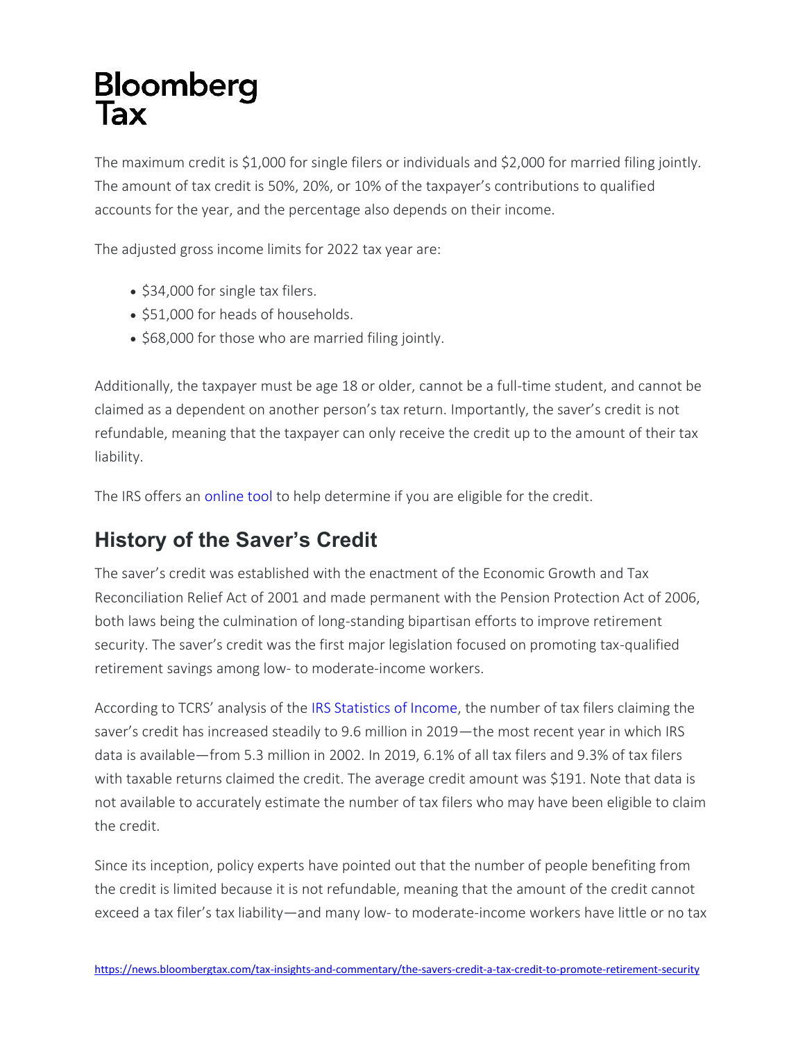The maximum credit is $1,000 for single filers or individuals and $2,000 for married filing jointly. The amount of tax credit is 50%, 20%, or 10% of the taxpayer's contributions to qualified accounts for the year, and the percentage also depends on their income.

The adjusted gross income limits for 2022 tax year are:

- $34,000 for single tax filers.
- $51,000 for heads of households.
- $68,000 for those who are married filing jointly.

Additionally, the taxpayer must be age 18 or older, cannot be a full-time student, and cannot be claimed as a dependent on another person's tax return. Importantly, the saver's credit is not refundable, meaning that the taxpayer can only receive the credit up to the amount of their tax liability.

The IRS offers an online tool to help determine if you are eligible for the credit.

## History of the Saver's Credit

The saver's credit was established with the enactment of the Economic Growth and Tax Reconciliation Relief Act of 2001 and made permanent with the Pension Protection Act of 2006, both laws being the culmination of long-standing bipartisan efforts to improve retirement security. The saver's credit was the first major legislation focused on promoting tax-qualified retirement savings among low- to moderate-income workers.

According to TCRS' analysis of the IRS Statistics of Income, the number of tax filers claiming the saver's credit has increased steadily to 9.6 million in 2019—the most recent year in which IRS data is available—from 5.3 million in 2002. In 2019, 6.1% of all tax filers and 9.3% of tax filers with taxable returns claimed the credit. The average credit amount was $191. Note that data is not available to accurately estimate the number of tax filers who may have been eligible to claim the credit.

Since its inception, policy experts have pointed out that the number of people benefiting from the credit is limited because it is not refundable, meaning that the amount of the credit cannot exceed a tax filer's tax liability—and many low- to moderate-income workers have little or no tax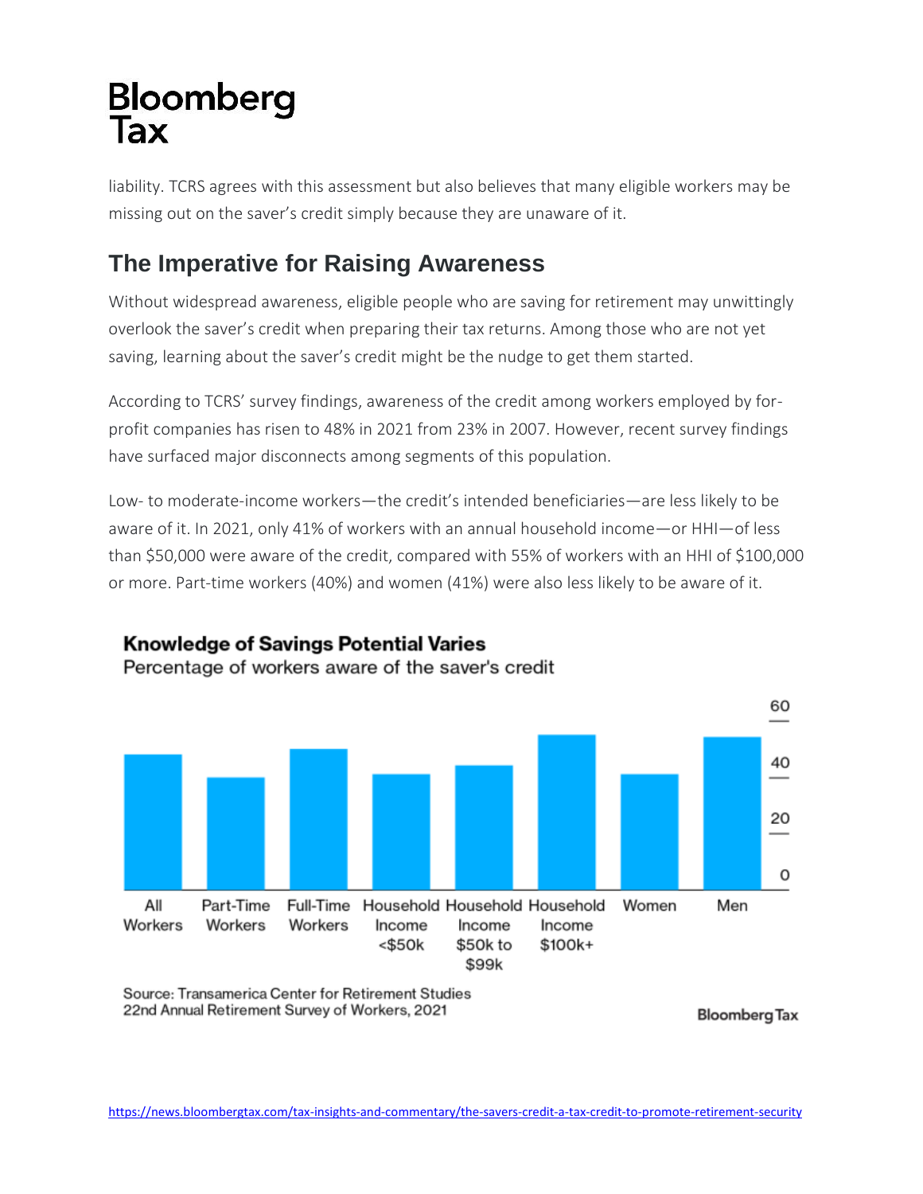liability. TCRS agrees with this assessment but also believes that many eligible workers may be missing out on the saver's credit simply because they are unaware of it.

## The Imperative for Raising Awareness

Without widespread awareness, eligible people who are saving for retirement may unwittingly overlook the saver's credit when preparing their tax returns. Among those who are not yet saving, learning about the saver's credit might be the nudge to get them started.

According to TCRS' survey findings, awareness of the credit among workers employed by for-profit companies has risen to 48% in 2021 from 23% in 2007. However, recent survey findings have surfaced major disconnects among segments of this population.

Low- to moderate-income workers—the credit's intended beneficiaries—are less likely to be aware of it. In 2021, only 41% of workers with an annual household income—or HHI—of less than $50,000 were aware of the credit, compared with 55% of workers with an HHI of $100,000 or more. Part-time workers (40%) and women (41%) were also less likely to be aware of it.

**Knowledge of Savings Potential Varies**

Percentage of workers aware of the saver's credit

Categories: All Workers, Part-Time Workers, Full-Time Workers, Household Income <$50k, Household Income $50k to $99k, Household Income $100k+, Women, Men

Source: Transamerica Center for Retirement Studies 22nd Annual Retirement Survey of Workers, 2021

Bloomberg Tax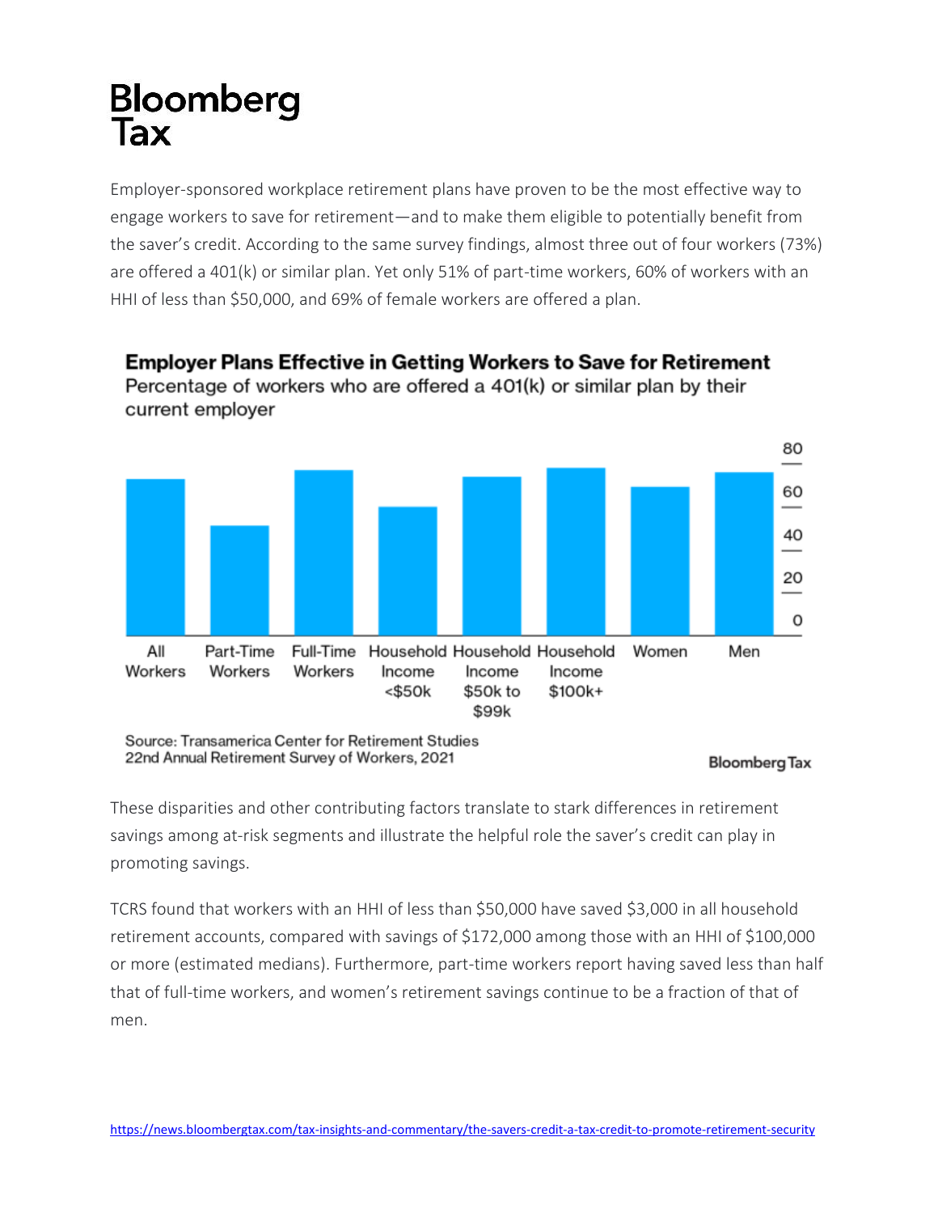# Bloomberg Tax

Employer-sponsored workplace retirement plans have proven to be the most effective way to engage workers to save for retirement—and to make them eligible to potentially benefit from the saver's credit. According to the same survey findings, almost three out of four workers (73%) are offered a 401(k) or similar plan. Yet only 51% of part-time workers, 60% of workers with an HHI of less than $50,000, and 69% of female workers are offered a plan.

**Employer Plans Effective in Getting Workers to Save for Retirement**

Percentage of workers who are offered a 401(k) or similar plan by their current employer

Source: Transamerica Center for Retirement Studies 22nd Annual Retirement Survey of Workers, 2021

Bloomberg Tax

These disparities and other contributing factors translate to stark differences in retirement savings among at-risk segments and illustrate the helpful role the saver's credit can play in promoting savings.

TCRS found that workers with an HHI of less than $50,000 have saved $3,000 in all household retirement accounts, compared with savings of $172,000 among those with an HHI of $100,000 or more (estimated medians). Furthermore, part-time workers report having saved less than half that of full-time workers, and women's retirement savings continue to be a fraction of that of men.

https://news.bloombergtax.com/tax-insights-and-commentary/the-savers-credit-a-tax-credit-to-promote-retirement-security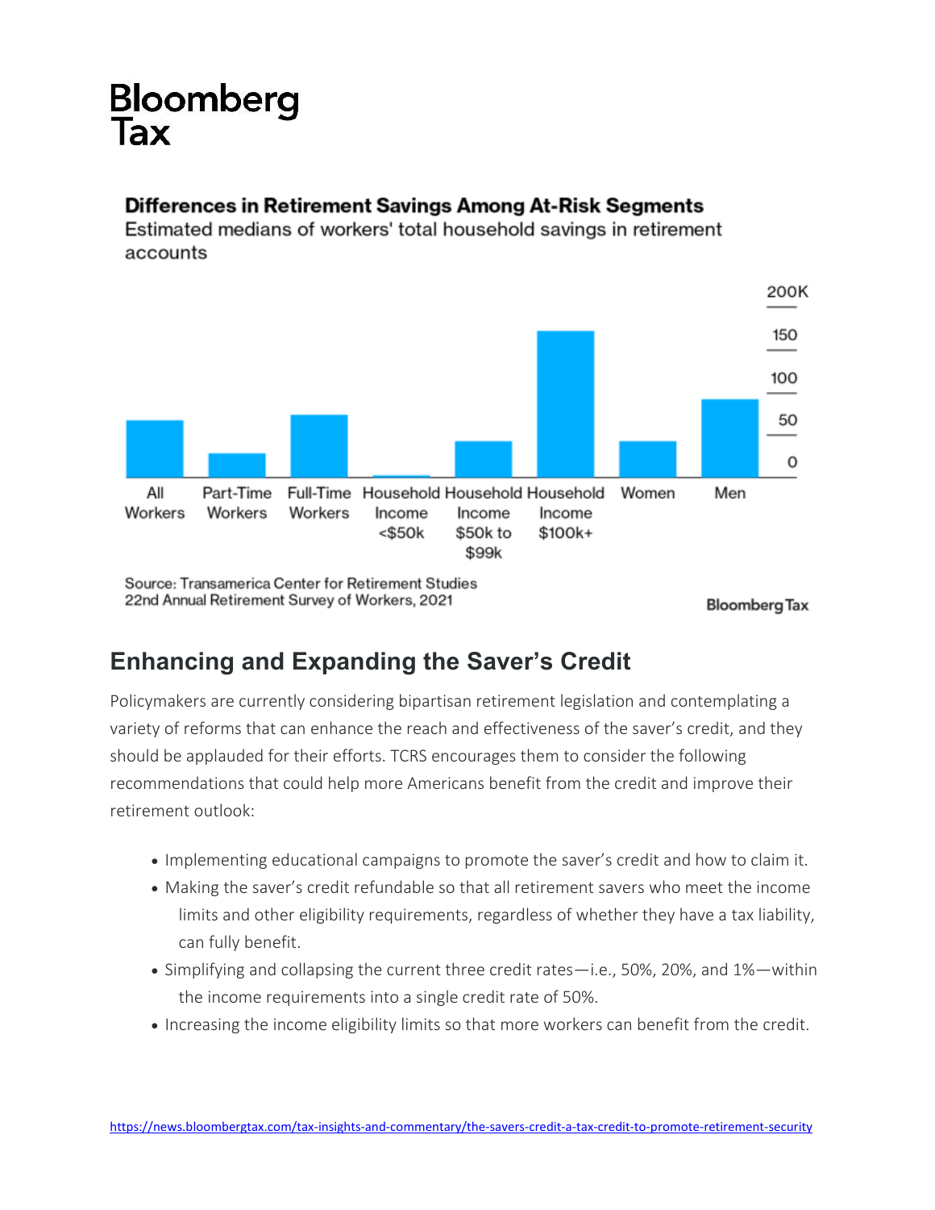Bloomberg Tax

**Differences in Retirement Savings Among At-Risk Segments**

Estimated medians of workers' total household savings in retirement accounts

Source: Transamerica Center for Retirement Studies 22nd Annual Retirement Survey of Workers, 2021

## Enhancing and Expanding the Saver's Credit

Policymakers are currently considering bipartisan retirement legislation and contemplating a variety of reforms that can enhance the reach and effectiveness of the saver's credit, and they should be applauded for their efforts. TCRS encourages them to consider the following recommendations that could help more Americans benefit from the credit and improve their retirement outlook:

- Implementing educational campaigns to promote the saver's credit and how to claim it.
- Making the saver's credit refundable so that all retirement savers who meet the income limits and other eligibility requirements, regardless of whether they have a tax liability, can fully benefit.
- Simplifying and collapsing the current three credit rates—i.e., 50%, 20%, and 1%—within the income requirements into a single credit rate of 50%.
- Increasing the income eligibility limits so that more workers can benefit from the credit.

https://news.bloombergtax.com/tax-insights-and-commentary/the-savers-credit-a-tax-credit-to-promote-retirement-security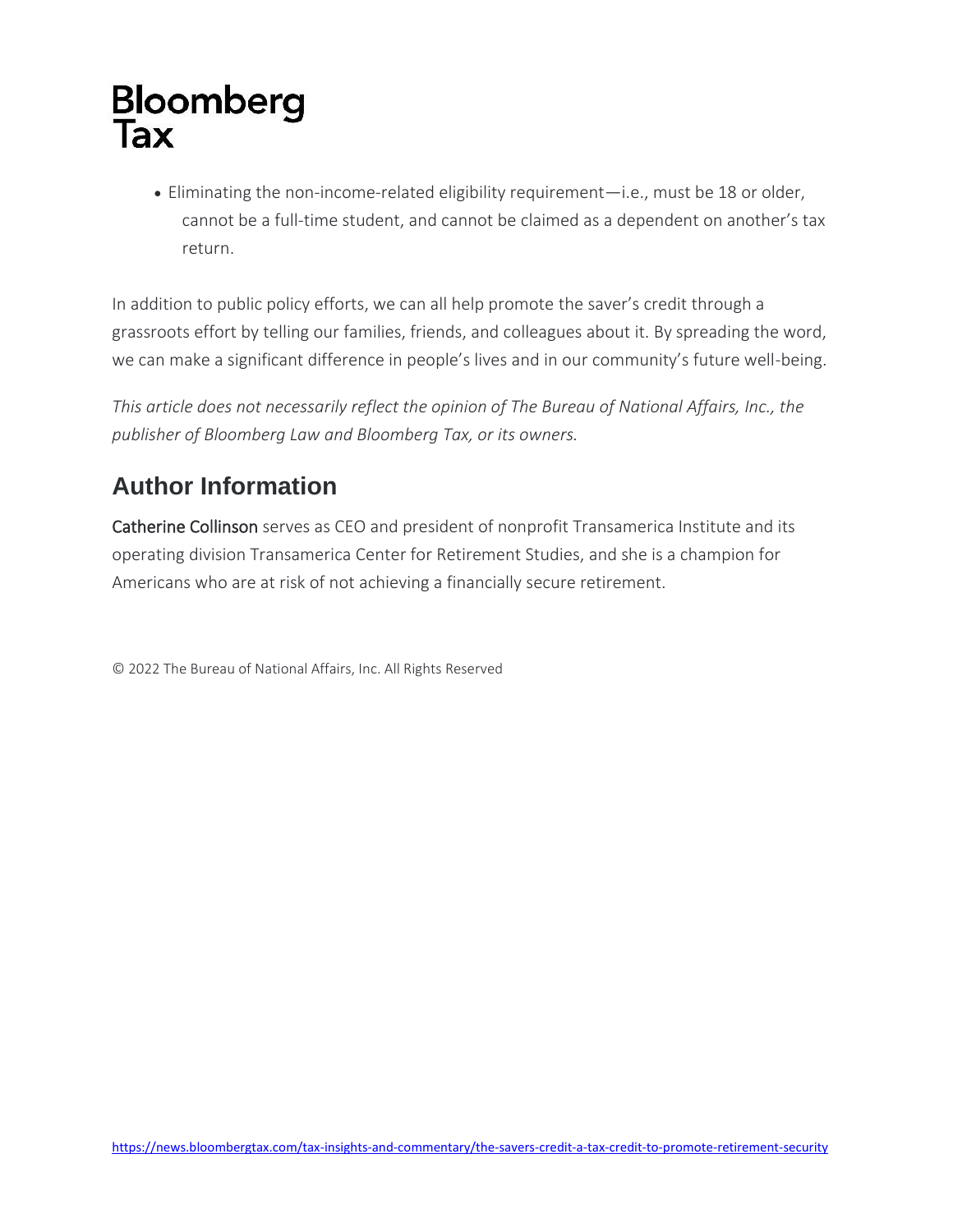- Eliminating the non-income-related eligibility requirement—i.e., must be 18 or older, cannot be a full-time student, and cannot be claimed as a dependent on another's tax return.

In addition to public policy efforts, we can all help promote the saver's credit through a grassroots effort by telling our families, friends, and colleagues about it. By spreading the word, we can make a significant difference in people's lives and in our community's future well-being.

*This article does not necessarily reflect the opinion of The Bureau of National Affairs, Inc., the publisher of Bloomberg Law and Bloomberg Tax, or its owners.*

## Author Information

Catherine Collinson serves as CEO and president of nonprofit Transamerica Institute and its operating division Transamerica Center for Retirement Studies, and she is a champion for Americans who are at risk of not achieving a financially secure retirement.

© 2022 The Bureau of National Affairs, Inc. All Rights Reserved